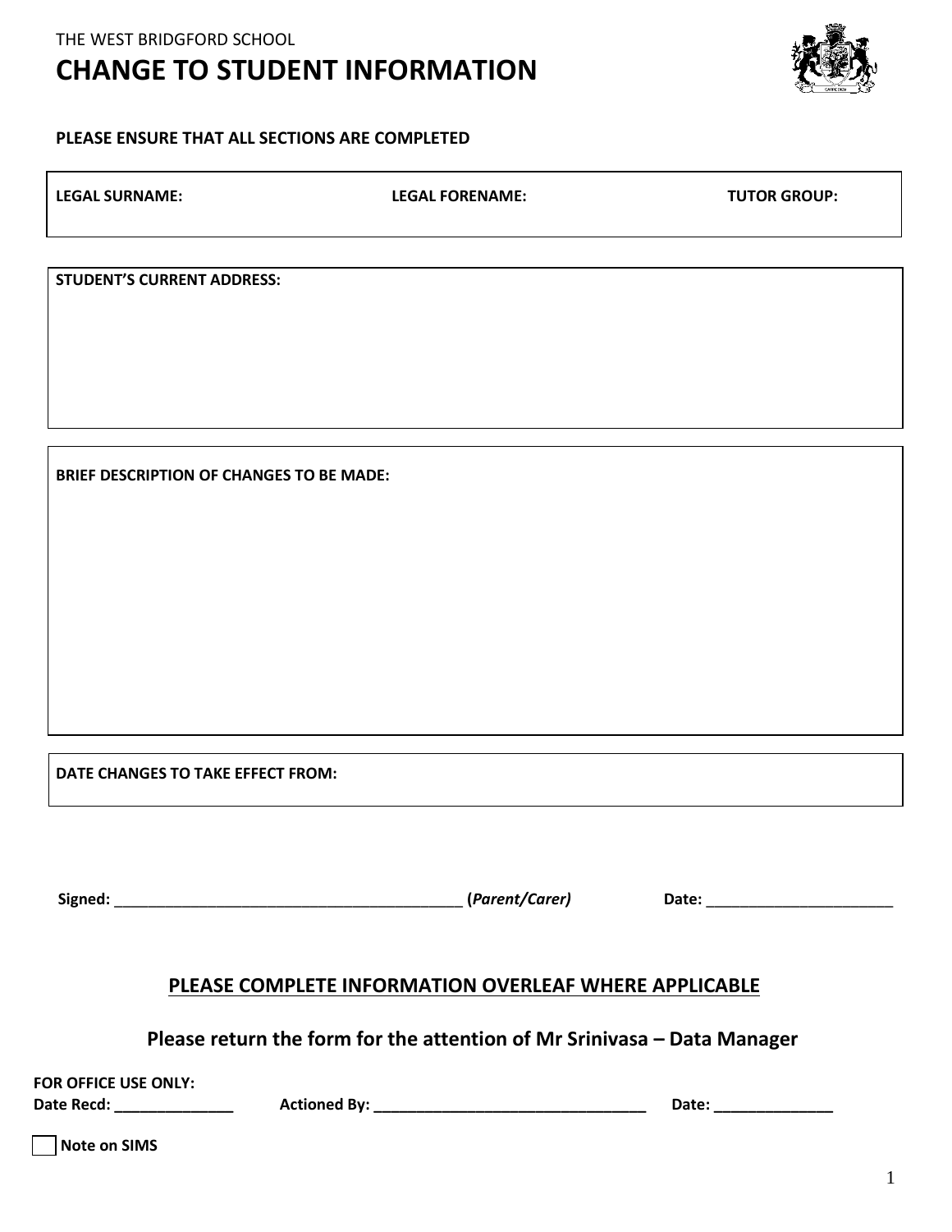THE WEST BRIDGFORD SCHOOL

# CHANGE TO STUDENT INFORMATION

**PLEASE ENSURE THAT ALL SECTIONS ARE COMPLETED**

| **LEGAL SURNAME:** | **LEGAL FORENAME:** | **TUTOR GROUP:** |
|---|---|---|
| | | |

**STUDENT'S CURRENT ADDRESS:**

**BRIEF DESCRIPTION OF CHANGES TO BE MADE:**

**DATE CHANGES TO TAKE EFFECT FROM:**

**Signed:** ___________________________________________ **(*Parent/Carer)*** **Date:** _______________________

## PLEASE COMPLETE INFORMATION OVERLEAF WHERE APPLICABLE

### Please return the form for the attention of Mr Srinivasa – Data Manager

**FOR OFFICE USE ONLY:**

**Date Recd:** ______________ **Actioned By:** _________________________________ **Date:** ______________

☐ **Note on SIMS**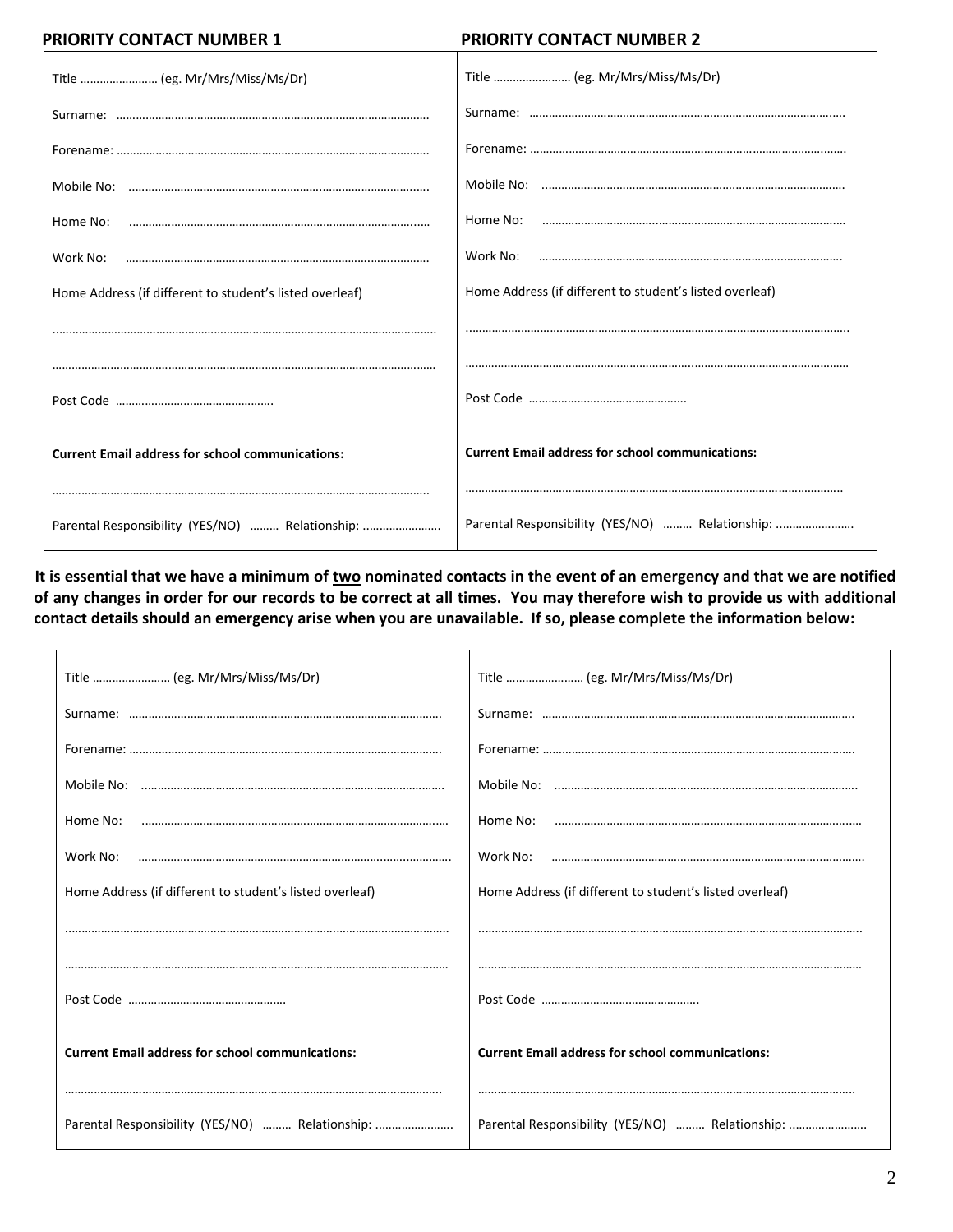| PRIORITY CONTACT NUMBER 1 | PRIORITY CONTACT NUMBER 2 |
|---|---|
| Title …………………… (eg. Mr/Mrs/Miss/Ms/Dr) | Title …………………… (eg. Mr/Mrs/Miss/Ms/Dr) |
| Surname: ……………………………………………………………………………… | Surname: ……………………………………………………………………………… |
| Forename: ……………………………………………………………………………… | Forename: ……………………………………………………………………………… |
| Mobile No: ……………………………………………………………………………… | Mobile No: ……………………………………………………………………………… |
| Home No: ……………………………………………………………………………… | Home No: ……………………………………………………………………………… |
| Work No: ……………………………………………………………………………… | Work No: ……………………………………………………………………………… |
| Home Address (if different to student's listed overleaf) | Home Address (if different to student's listed overleaf) |
| ……………………………………………………………………………………………… | ……………………………………………………………………………………………… |
| ……………………………………………………………………………………………… | ……………………………………………………………………………………………… |
| Post Code ………………………………………… | Post Code ………………………………………… |
| **Current Email address for school communications:** | **Current Email address for school communications:** |
| ……………………………………………………………………………………………… | ……………………………………………………………………………………………… |
| Parental Responsibility (YES/NO) ……… Relationship: …………………… | Parental Responsibility (YES/NO) ……… Relationship: …………………… |

**It is essential that we have a minimum of <u>two</u> nominated contacts in the event of an emergency and that we are notified of any changes in order for our records to be correct at all times. You may therefore wish to provide us with additional contact details should an emergency arise when you are unavailable. If so, please complete the information below:**

| | |
|---|---|
| Title …………………… (eg. Mr/Mrs/Miss/Ms/Dr) | Title …………………… (eg. Mr/Mrs/Miss/Ms/Dr) |
| Surname: ……………………………………………………………………………… | Surname: ……………………………………………………………………………… |
| Forename: ……………………………………………………………………………… | Forename: ……………………………………………………………………………… |
| Mobile No: ……………………………………………………………………………… | Mobile No: ……………………………………………………………………………… |
| Home No: ……………………………………………………………………………… | Home No: ……………………………………………………………………………… |
| Work No: ……………………………………………………………………………… | Work No: ……………………………………………………………………………… |
| Home Address (if different to student's listed overleaf) | Home Address (if different to student's listed overleaf) |
| ……………………………………………………………………………………………… | ……………………………………………………………………………………………… |
| ……………………………………………………………………………………………… | ……………………………………………………………………………………………… |
| Post Code ………………………………………… | Post Code ………………………………………… |
| **Current Email address for school communications:** | **Current Email address for school communications:** |
| ……………………………………………………………………………………………… | ……………………………………………………………………………………………… |
| Parental Responsibility (YES/NO) ……… Relationship: …………………… | Parental Responsibility (YES/NO) ……… Relationship: …………………… |